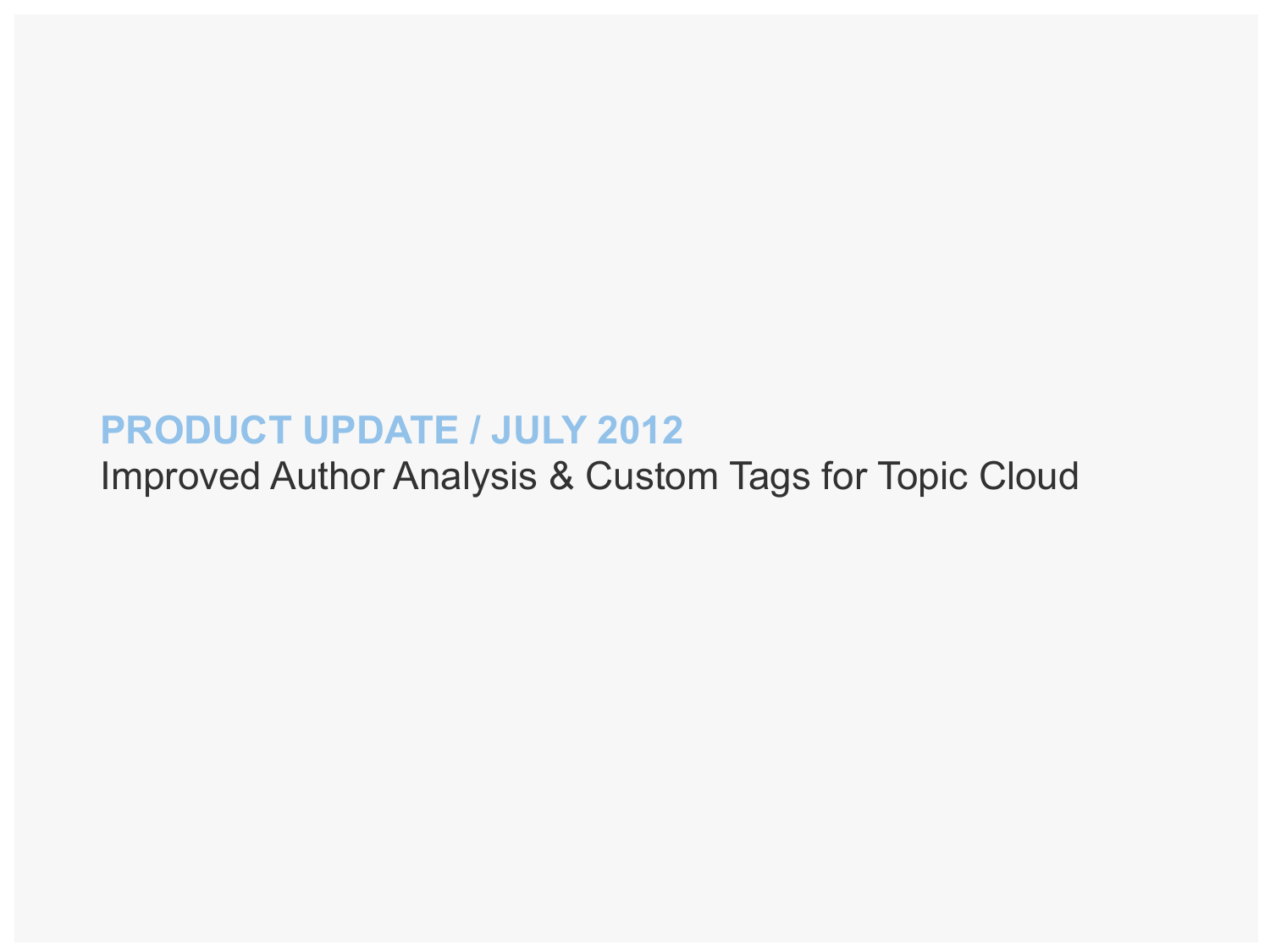# PRODUCT UPDATE / JULY 2012

Improved Author Analysis & Custom Tags for Topic Cloud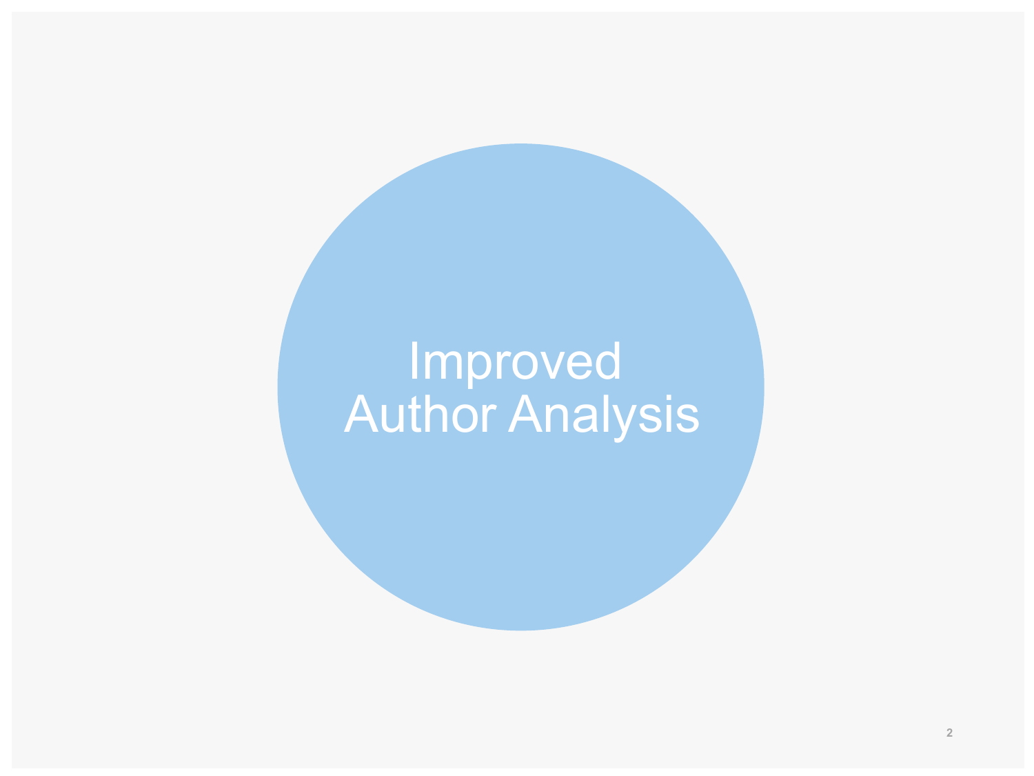# Improved Author Analysis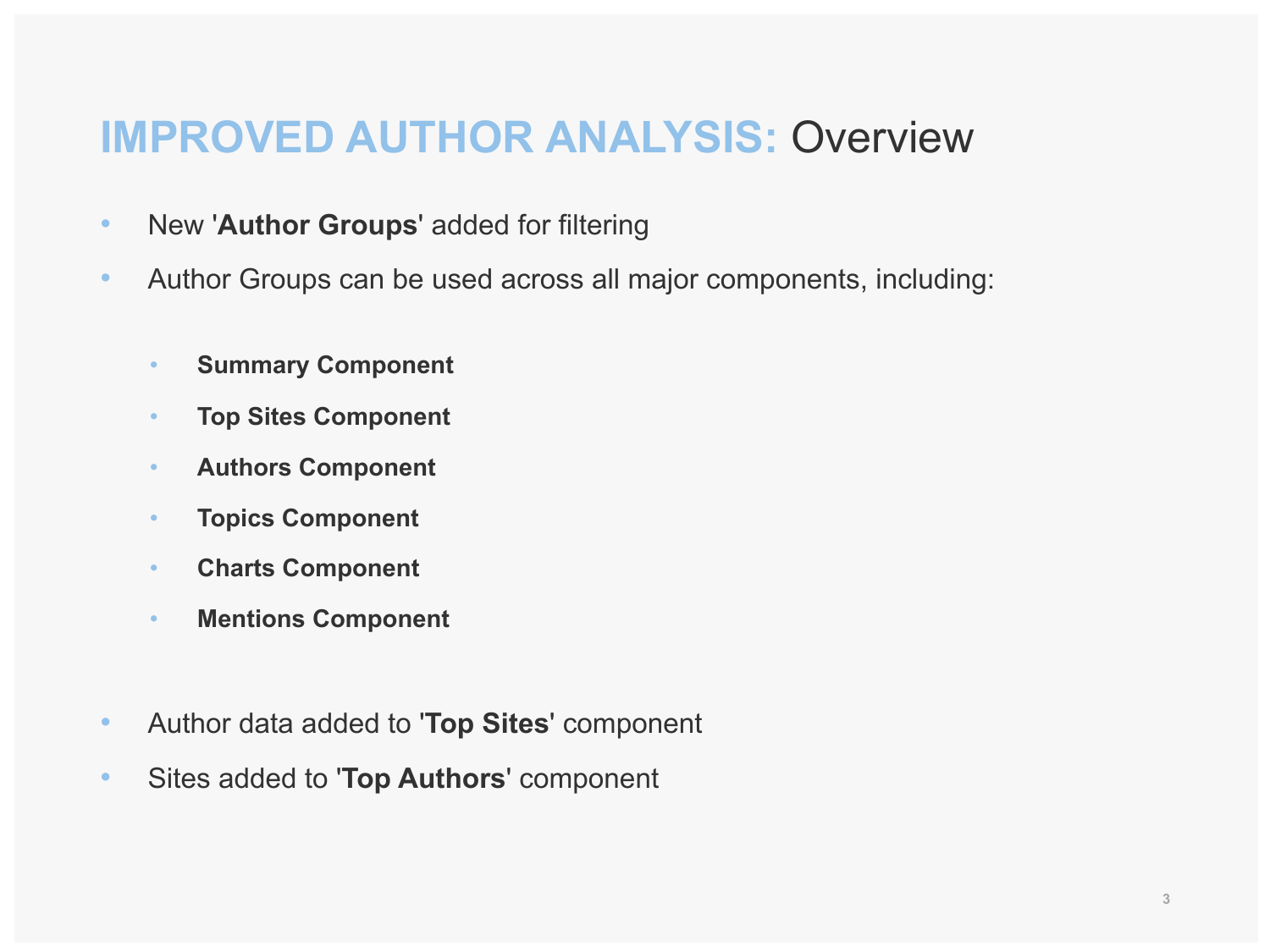# **IMPROVED AUTHOR ANALYSIS:** Overview

- New '**Author Groups**' added for filtering
- Author Groups can be used across all major components, including:
  - **Summary Component**
  - **Top Sites Component**
  - **Authors Component**
  - **Topics Component**
  - **Charts Component**
  - **Mentions Component**
- Author data added to '**Top Sites**' component
- Sites added to '**Top Authors**' component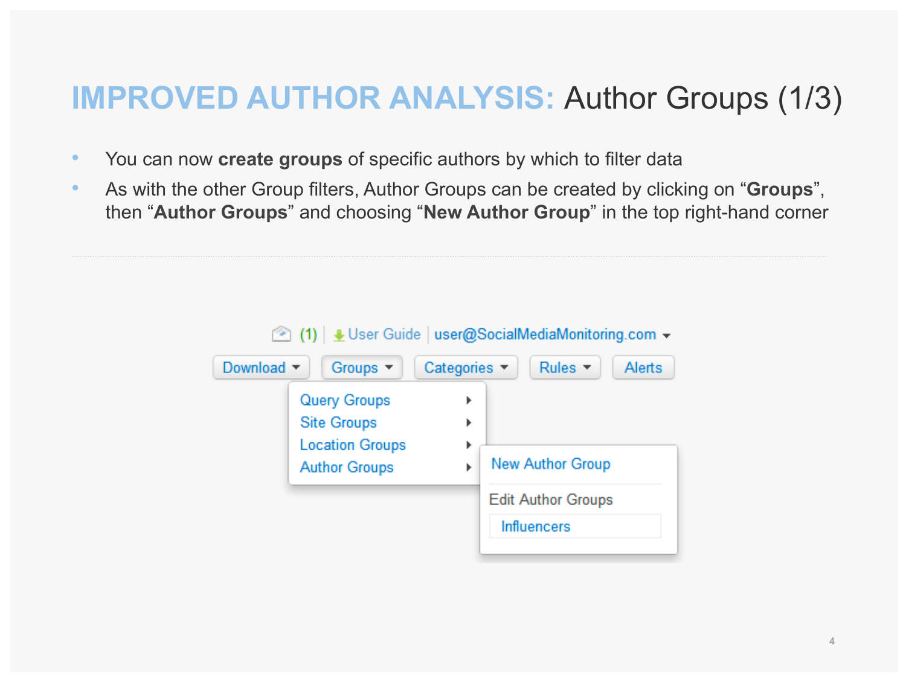# IMPROVED AUTHOR ANALYSIS: Author Groups (1/3)

- You can now **create groups** of specific authors by which to filter data
- As with the other Group filters, Author Groups can be created by clicking on "**Groups**", then "**Author Groups**" and choosing "**New Author Group**" in the top right-hand corner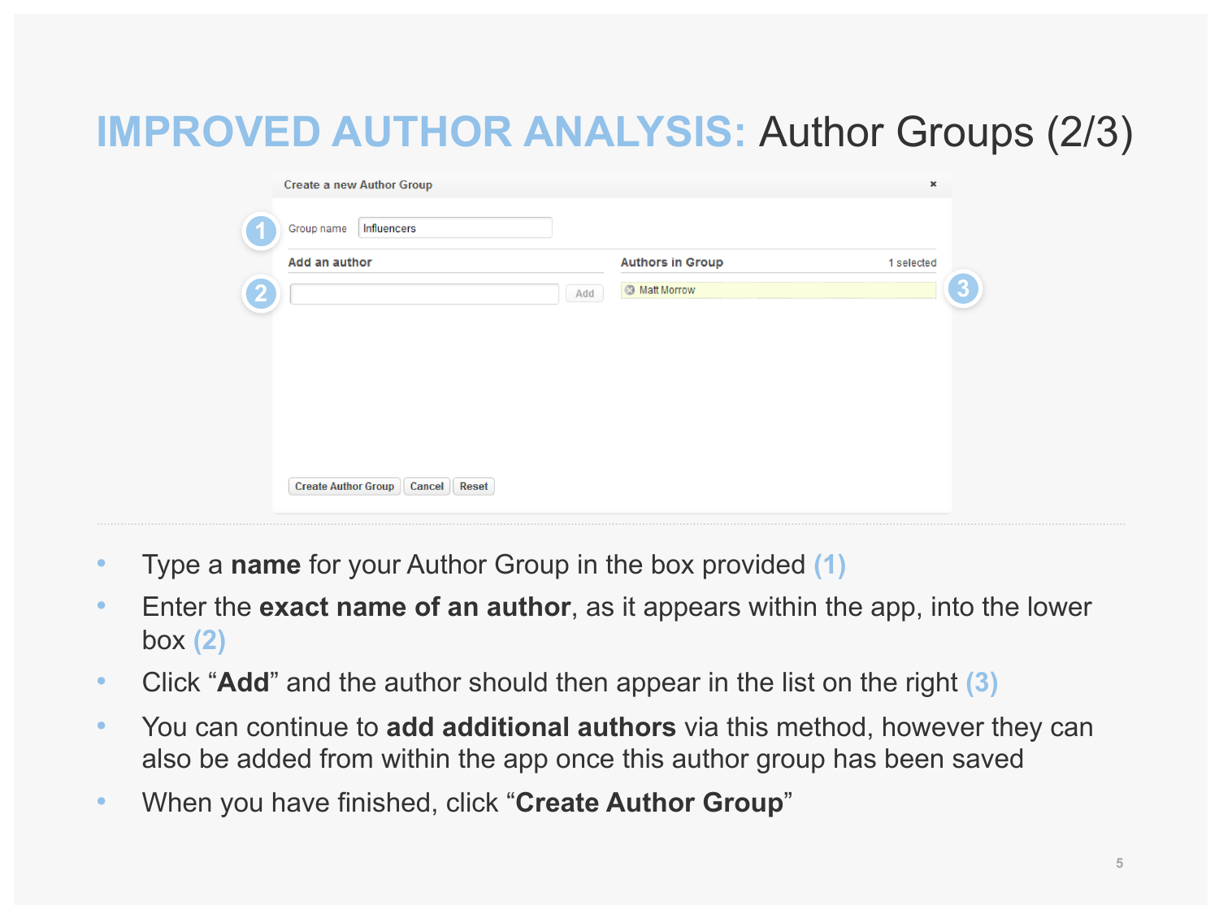# IMPROVED AUTHOR ANALYSIS: Author Groups (2/3)

Create a new Author Group

(1) Group name: Influencers

**Add an author** (2) [Add]

**Authors in Group** — 1 selected (3)

- Matt Morrow

[Create Author Group] [Cancel] [Reset]

- Type a **name** for your Author Group in the box provided (1)
- Enter the **exact name of an author**, as it appears within the app, into the lower box (2)
- Click “**Add**” and the author should then appear in the list on the right (3)
- You can continue to **add additional authors** via this method, however they can also be added from within the app once this author group has been saved
- When you have finished, click “**Create Author Group**”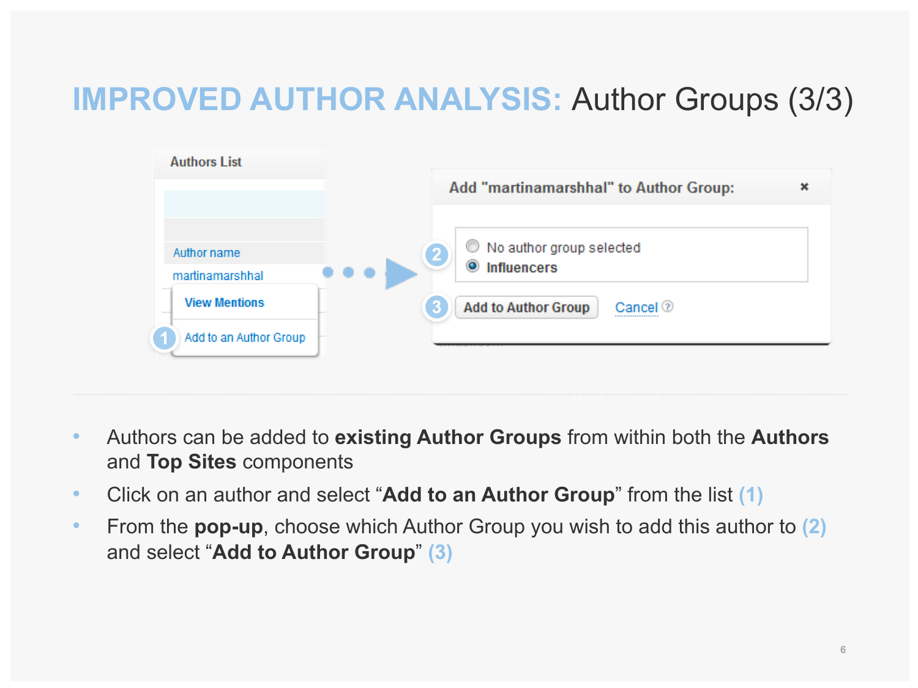# **IMPROVED AUTHOR ANALYSIS:** Author Groups (3/3)

- Authors can be added to **existing Author Groups** from within both the **Authors** and **Top Sites** components
- Click on an author and select "**Add to an Author Group**" from the list (1)
- From the **pop-up**, choose which Author Group you wish to add this author to (2) and select "**Add to Author Group**" (3)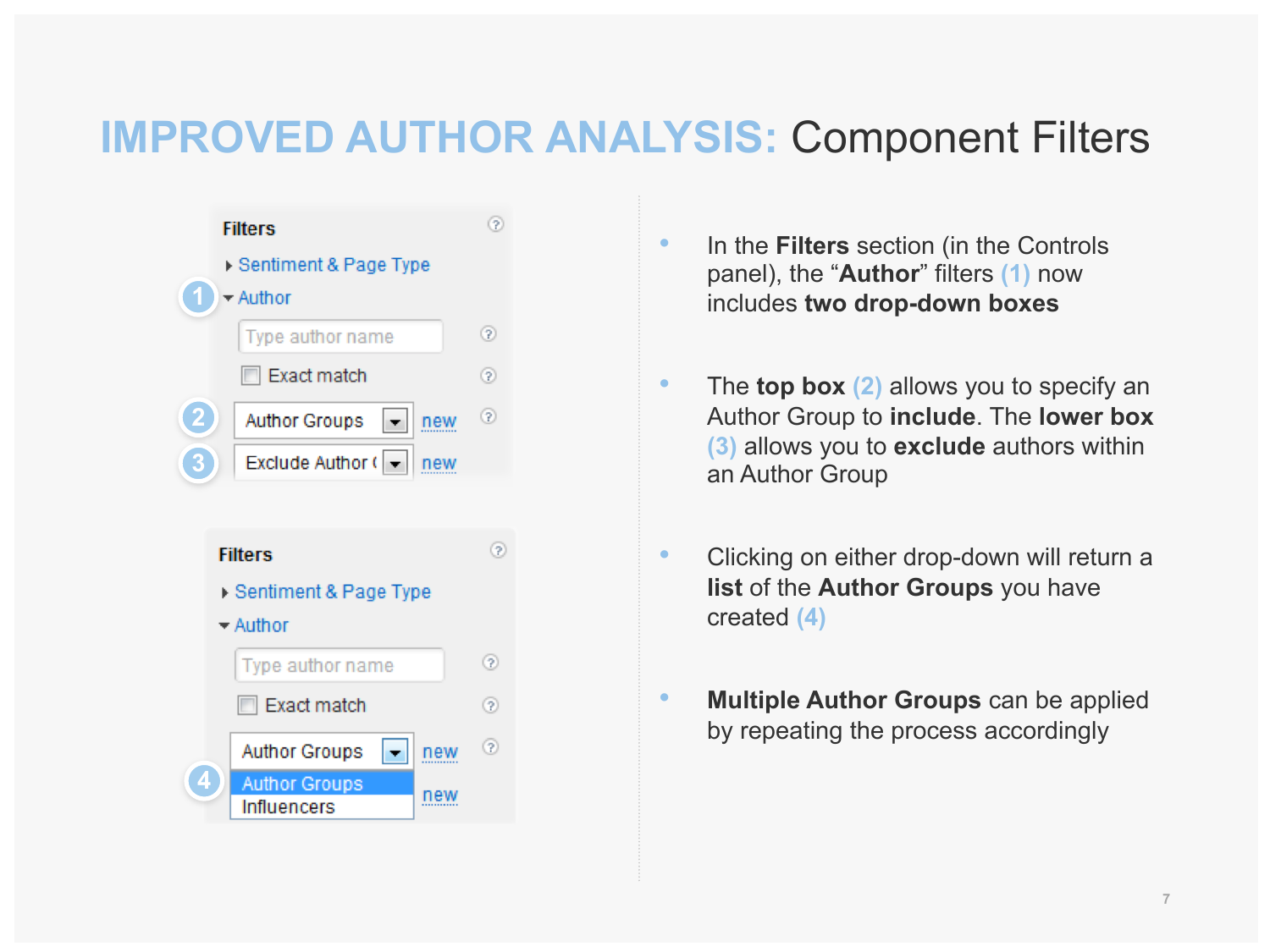# IMPROVED AUTHOR ANALYSIS: Component Filters

- In the **Filters** section (in the Controls panel), the "**Author**" filters (1) now includes **two drop-down boxes**
- The **top box** (2) allows you to specify an Author Group to **include**. The **lower box** (3) allows you to **exclude** authors within an Author Group
- Clicking on either drop-down will return a **list** of the **Author Groups** you have created (4)
- **Multiple Author Groups** can be applied by repeating the process accordingly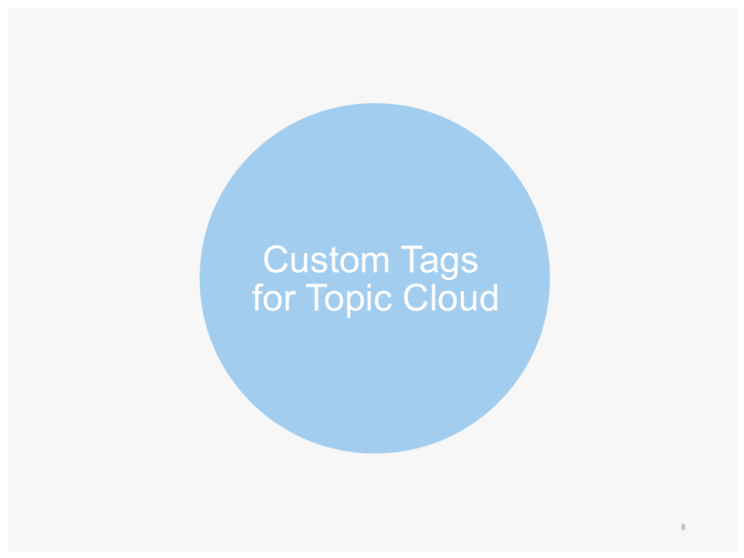# Custom Tags for Topic Cloud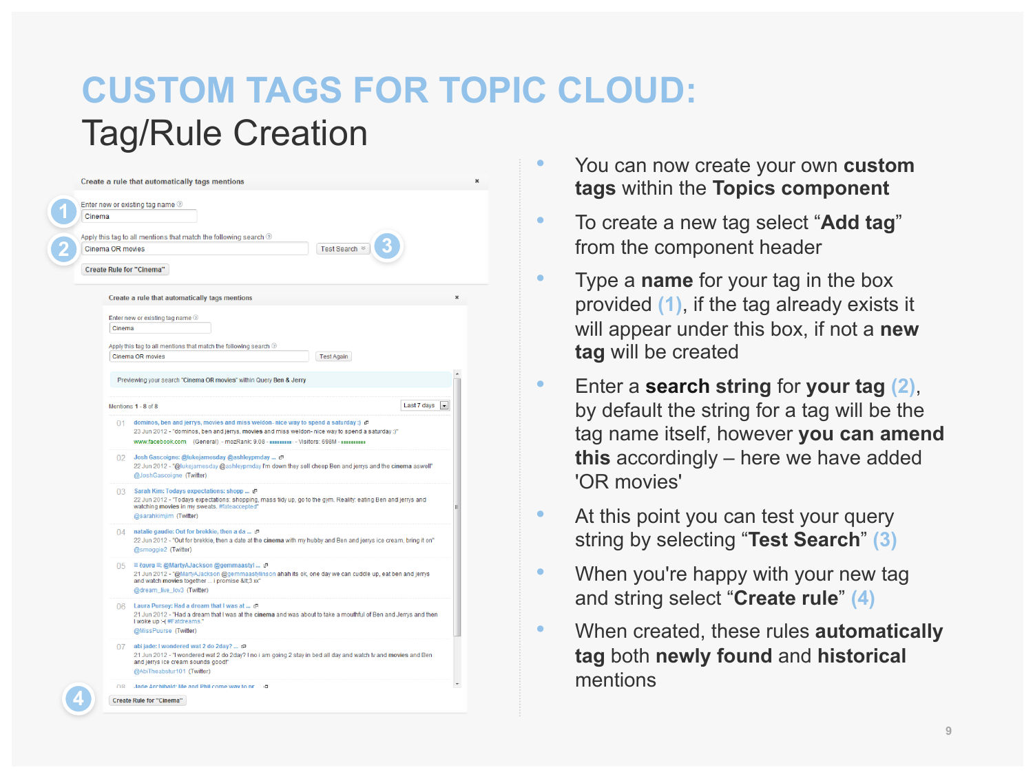# CUSTOM TAGS FOR TOPIC CLOUD:

## Tag/Rule Creation

- You can now create your own **custom tags** within the **Topics component**
- To create a new tag select "**Add tag**" from the component header
- Type a **name** for your tag in the box provided (1), if the tag already exists it will appear under this box, if not a **new tag** will be created
- Enter a **search string** for **your tag** (2), by default the string for a tag will be the tag name itself, however **you can amend this** accordingly – here we have added 'OR movies'
- At this point you can test your query string by selecting "**Test Search**" (3)
- When you're happy with your new tag and string select "**Create rule**" (4)
- When created, these rules **automatically tag** both **newly found** and **historical** mentions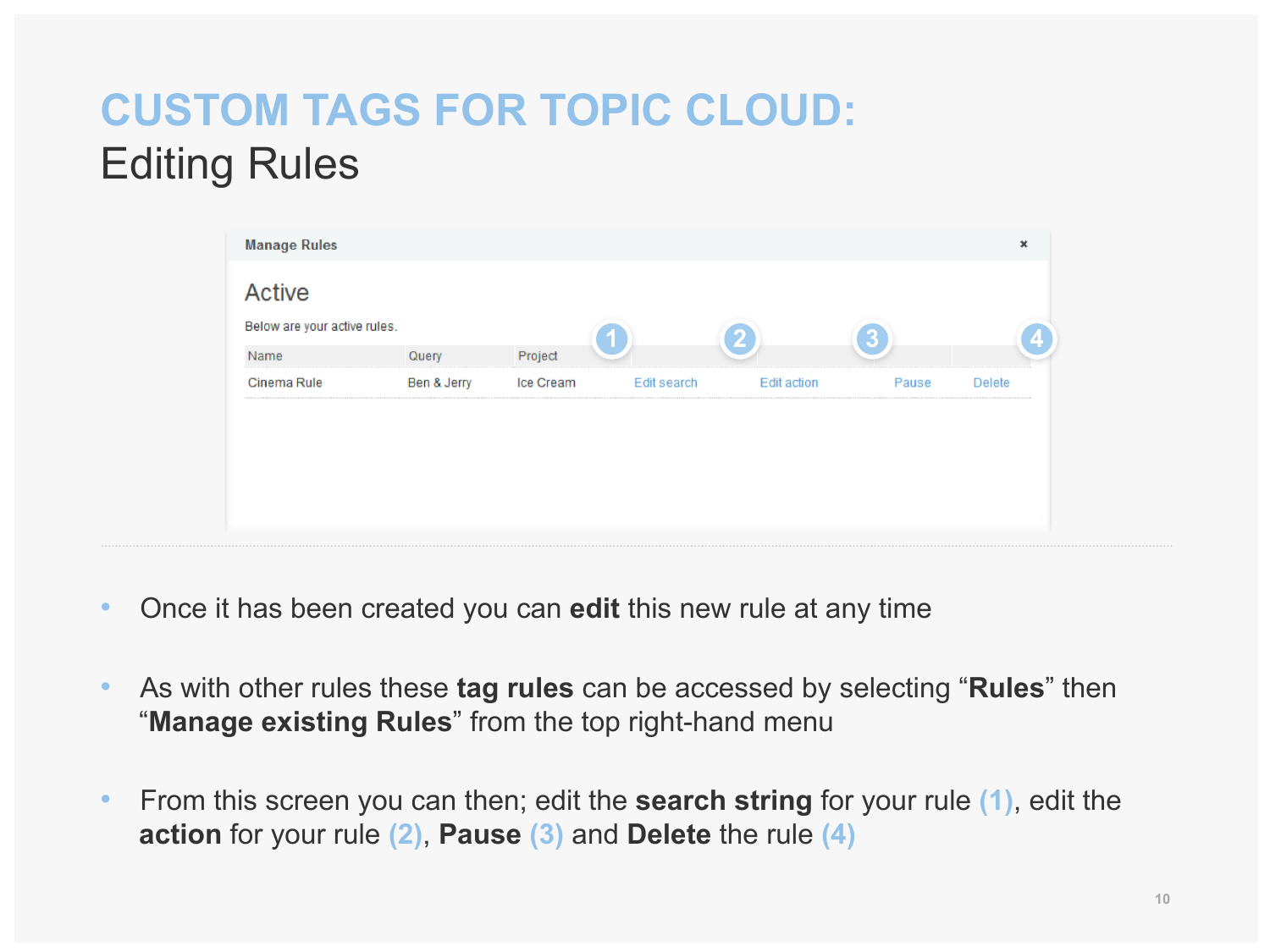# CUSTOM TAGS FOR TOPIC CLOUD:
## Editing Rules

**Manage Rules**

### Active

Below are your active rules.

| Name | Query | Project | 1 | 2 | 3 | 4 |
|---|---|---|---|---|---|---|
| Cinema Rule | Ben & Jerry | Ice Cream | Edit search | Edit action | Pause | Delete |

- Once it has been created you can **edit** this new rule at any time
- As with other rules these **tag rules** can be accessed by selecting "**Rules**" then "**Manage existing Rules**" from the top right-hand menu
- From this screen you can then; edit the **search string** for your rule (1), edit the **action** for your rule (2), **Pause** (3) and **Delete** the rule (4)